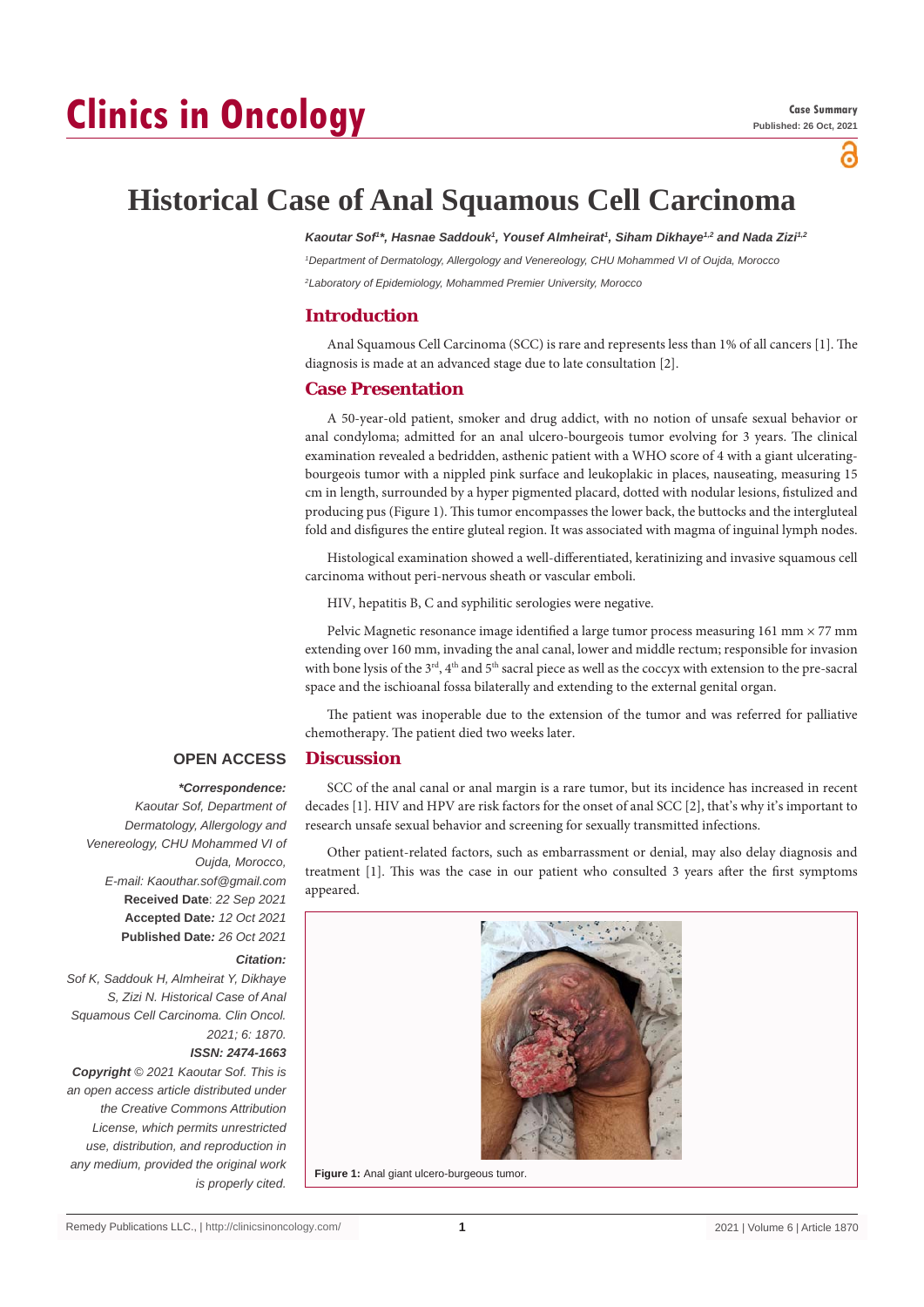Clinics in Oncology

Case Summary
Published: 26 Oct, 2021

# Historical Case of Anal Squamous Cell Carcinoma

*Kaoutar Sof[1]\*, Hasnae Saddouk[1], Yousef Almheirat[1], Siham Dikhaye[1,2] and Nada Zizi[1,2]*

[1]*Department of Dermatology, Allergology and Venereology, CHU Mohammed VI of Oujda, Morocco*

[2]*Laboratory of Epidemiology, Mohammed Premier University, Morocco*

## Introduction

Anal Squamous Cell Carcinoma (SCC) is rare and represents less than 1% of all cancers [1]. The diagnosis is made at an advanced stage due to late consultation [2].

## Case Presentation

A 50-year-old patient, smoker and drug addict, with no notion of unsafe sexual behavior or anal condyloma; admitted for an anal ulcero-bourgeois tumor evolving for 3 years. The clinical examination revealed a bedridden, asthenic patient with a WHO score of 4 with a giant ulcerating-bourgeois tumor with a nippled pink surface and leukoplakic in places, nauseating, measuring 15 cm in length, surrounded by a hyper pigmented placard, dotted with nodular lesions, fistulized and producing pus (Figure 1). This tumor encompasses the lower back, the buttocks and the intergluteal fold and disfigures the entire gluteal region. It was associated with magma of inguinal lymph nodes.

Histological examination showed a well-differentiated, keratinizing and invasive squamous cell carcinoma without peri-nervous sheath or vascular emboli.

HIV, hepatitis B, C and syphilitic serologies were negative.

Pelvic Magnetic resonance image identified a large tumor process measuring 161 mm × 77 mm extending over 160 mm, invading the anal canal, lower and middle rectum; responsible for invasion with bone lysis of the 3rd, 4th and 5th sacral piece as well as the coccyx with extension to the pre-sacral space and the ischioanal fossa bilaterally and extending to the external genital organ.

The patient was inoperable due to the extension of the tumor and was referred for palliative chemotherapy. The patient died two weeks later.

## Discussion

SCC of the anal canal or anal margin is a rare tumor, but its incidence has increased in recent decades [1]. HIV and HPV are risk factors for the onset of anal SCC [2], that's why it's important to research unsafe sexual behavior and screening for sexually transmitted infections.

Other patient-related factors, such as embarrassment or denial, may also delay diagnosis and treatment [1]. This was the case in our patient who consulted 3 years after the first symptoms appeared.

**Figure 1:** Anal giant ulcero-burgeous tumor.

**OPEN ACCESS**

***Correspondence:***
*Kaoutar Sof, Department of Dermatology, Allergology and Venereology, CHU Mohammed VI of Oujda, Morocco,*
*E-mail: Kaouthar.sof@gmail.com*

**Received Date**: *22 Sep 2021*
**Accepted Date:** *12 Oct 2021*
**Published Date:** *26 Oct 2021*

***Citation:***
*Sof K, Saddouk H, Almheirat Y, Dikhaye S, Zizi N. Historical Case of Anal Squamous Cell Carcinoma. Clin Oncol. 2021; 6: 1870.*
***ISSN: 2474-1663***

***Copyright** © 2021 Kaoutar Sof. This is an open access article distributed under the Creative Commons Attribution License, which permits unrestricted use, distribution, and reproduction in any medium, provided the original work is properly cited.*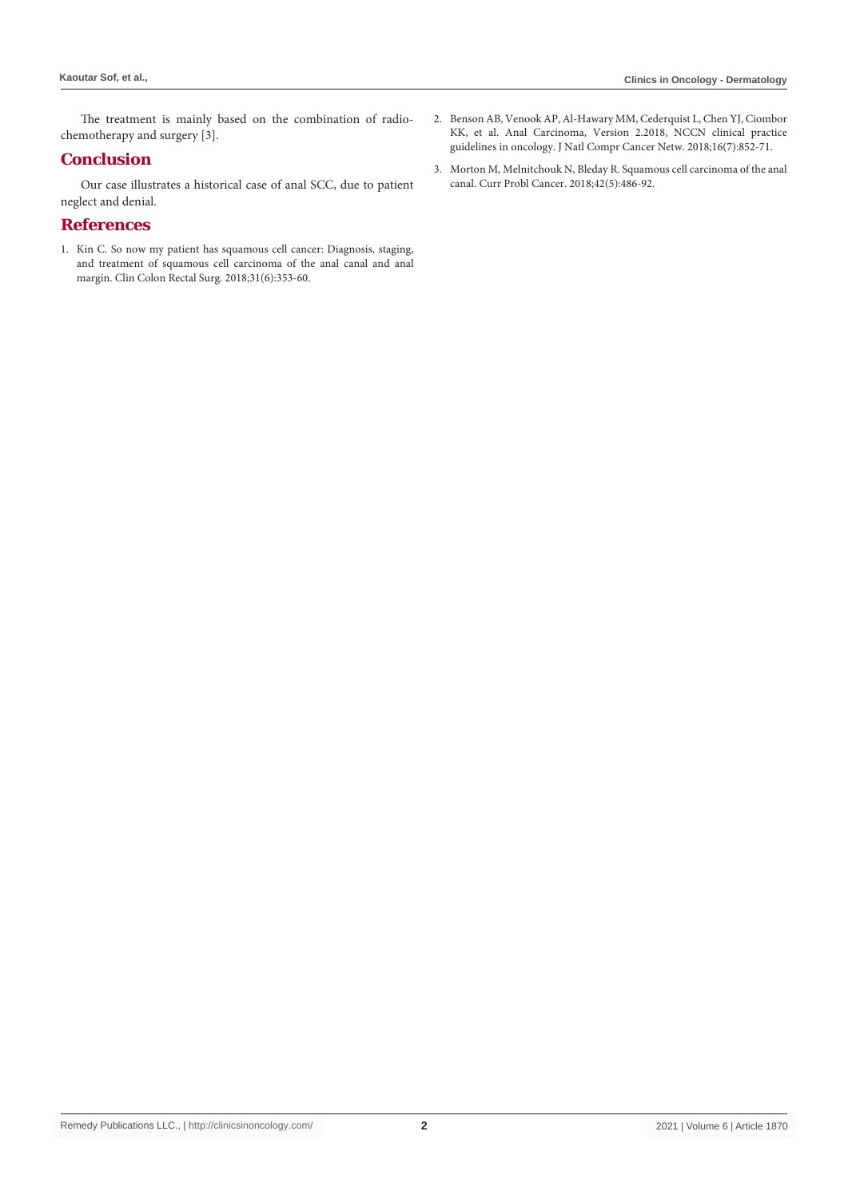The treatment is mainly based on the combination of radio-chemotherapy and surgery [3].

## Conclusion

Our case illustrates a historical case of anal SCC, due to patient neglect and denial.

## References

1. Kin C. So now my patient has squamous cell cancer: Diagnosis, staging, and treatment of squamous cell carcinoma of the anal canal and anal margin. Clin Colon Rectal Surg. 2018;31(6):353-60.
2. Benson AB, Venook AP, Al-Hawary MM, Cederquist L, Chen YJ, Ciombor KK, et al. Anal Carcinoma, Version 2.2018, NCCN clinical practice guidelines in oncology. J Natl Compr Cancer Netw. 2018;16(7):852-71.
3. Morton M, Melnitchouk N, Bleday R. Squamous cell carcinoma of the anal canal. Curr Probl Cancer. 2018;42(5):486-92.